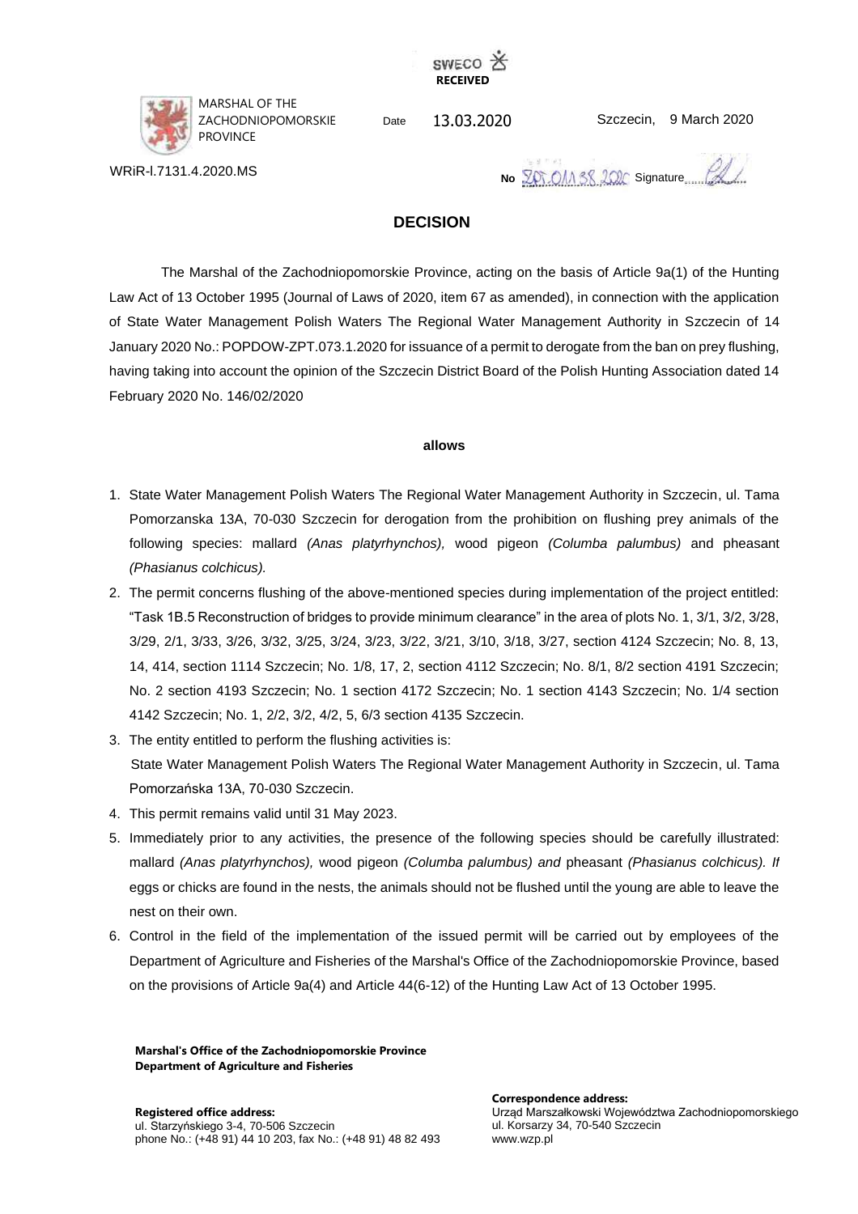SWECO
**RECEIVED**

MARSHAL OF THE ZACHODNIOPOMORSKIE PROVINCE

Date 13.03.2020

Szczecin, 9 March 2020

WRiR-I.7131.4.2020.MS

No ZOT.01138.2020 Signature

## DECISION

The Marshal of the Zachodniopomorskie Province, acting on the basis of Article 9a(1) of the Hunting Law Act of 13 October 1995 (Journal of Laws of 2020, item 67 as amended), in connection with the application of State Water Management Polish Waters The Regional Water Management Authority in Szczecin of 14 January 2020 No.: POPDOW-ZPT.073.1.2020 for issuance of a permit to derogate from the ban on prey flushing, having taking into account the opinion of the Szczecin District Board of the Polish Hunting Association dated 14 February 2020 No. 146/02/2020

**allows**

1. State Water Management Polish Waters The Regional Water Management Authority in Szczecin, ul. Tama Pomorzanska 13A, 70-030 Szczecin for derogation from the prohibition on flushing prey animals of the following species: mallard *(Anas platyrhynchos),* wood pigeon *(Columba palumbus)* and pheasant *(Phasianus colchicus).*
2. The permit concerns flushing of the above-mentioned species during implementation of the project entitled: "Task 1B.5 Reconstruction of bridges to provide minimum clearance" in the area of plots No. 1, 3/1, 3/2, 3/28, 3/29, 2/1, 3/33, 3/26, 3/32, 3/25, 3/24, 3/23, 3/22, 3/21, 3/10, 3/18, 3/27, section 4124 Szczecin; No. 8, 13, 14, 414, section 1114 Szczecin; No. 1/8, 17, 2, section 4112 Szczecin; No. 8/1, 8/2 section 4191 Szczecin; No. 2 section 4193 Szczecin; No. 1 section 4172 Szczecin; No. 1 section 4143 Szczecin; No. 1/4 section 4142 Szczecin; No. 1, 2/2, 3/2, 4/2, 5, 6/3 section 4135 Szczecin.
3. The entity entitled to perform the flushing activities is:
   State Water Management Polish Waters The Regional Water Management Authority in Szczecin, ul. Tama Pomorzańska 13A, 70-030 Szczecin.
4. This permit remains valid until 31 May 2023.
5. Immediately prior to any activities, the presence of the following species should be carefully illustrated: mallard *(Anas platyrhynchos),* wood pigeon *(Columba palumbus) and* pheasant *(Phasianus colchicus). If* eggs or chicks are found in the nests, the animals should not be flushed until the young are able to leave the nest on their own.
6. Control in the field of the implementation of the issued permit will be carried out by employees of the Department of Agriculture and Fisheries of the Marshal's Office of the Zachodniopomorskie Province, based on the provisions of Article 9a(4) and Article 44(6-12) of the Hunting Law Act of 13 October 1995.

**Marshal's Office of the Zachodniopomorskie Province**
**Department of Agriculture and Fisheries**

**Registered office address:**
ul. Starzyńskiego 3-4, 70-506 Szczecin
phone No.: (+48 91) 44 10 203, fax No.: (+48 91) 48 82 493

**Correspondence address:**
Urząd Marszałkowski Województwa Zachodniopomorskiego
ul. Korsarzy 34, 70-540 Szczecin
www.wzp.pl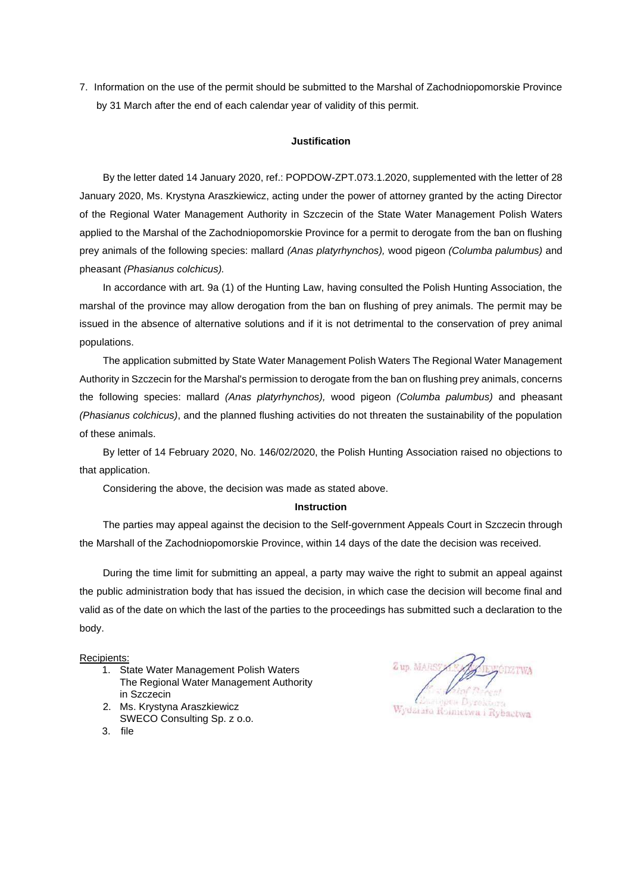7. Information on the use of the permit should be submitted to the Marshal of Zachodniopomorskie Province by 31 March after the end of each calendar year of validity of this permit.

**Justification**

By the letter dated 14 January 2020, ref.: POPDOW-ZPT.073.1.2020, supplemented with the letter of 28 January 2020, Ms. Krystyna Araszkiewicz, acting under the power of attorney granted by the acting Director of the Regional Water Management Authority in Szczecin of the State Water Management Polish Waters applied to the Marshal of the Zachodniopomorskie Province for a permit to derogate from the ban on flushing prey animals of the following species: mallard *(Anas platyrhynchos),* wood pigeon *(Columba palumbus)* and pheasant *(Phasianus colchicus).*

In accordance with art. 9a (1) of the Hunting Law, having consulted the Polish Hunting Association, the marshal of the province may allow derogation from the ban on flushing of prey animals. The permit may be issued in the absence of alternative solutions and if it is not detrimental to the conservation of prey animal populations.

The application submitted by State Water Management Polish Waters The Regional Water Management Authority in Szczecin for the Marshal's permission to derogate from the ban on flushing prey animals, concerns the following species: mallard *(Anas platyrhynchos),* wood pigeon *(Columba palumbus)* and pheasant *(Phasianus colchicus)*, and the planned flushing activities do not threaten the sustainability of the population of these animals.

By letter of 14 February 2020, No. 146/02/2020, the Polish Hunting Association raised no objections to that application.

Considering the above, the decision was made as stated above.

**Instruction**

The parties may appeal against the decision to the Self-government Appeals Court in Szczecin through the Marshall of the Zachodniopomorskie Province, within 14 days of the date the decision was received.

During the time limit for submitting an appeal, a party may waive the right to submit an appeal against the public administration body that has issued the decision, in which case the decision will become final and valid as of the date on which the last of the parties to the proceedings has submitted such a declaration to the body.

Recipients:

1. State Water Management Polish Waters The Regional Water Management Authority in Szczecin
2. Ms. Krystyna Araszkiewicz SWECO Consulting Sp. z o.o.
3. file

Z up. MARSZAŁKA WOJEWÓDZTWA
Krzysztof Bereszt
Zastępca Dyrektora
Wydziału Rolnictwa i Rybactwa